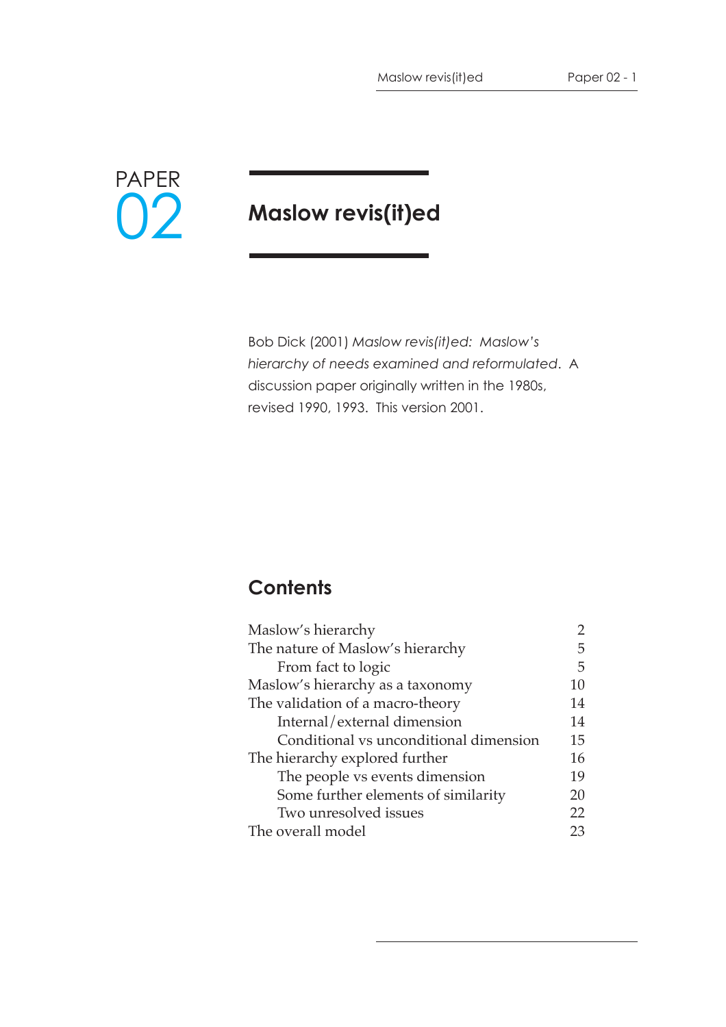PAPER 02

# Maslow revis(it)ed

Bob Dick (2001) *Maslow revis(it)ed: Maslow's hierarchy of needs examined and reformulated*. A discussion paper originally written in the 1980s, revised 1990, 1993. This version 2001.

## Contents

| | |
|---|---|
| Maslow's hierarchy | 2 |
| The nature of Maslow's hierarchy | 5 |
| &nbsp;&nbsp;&nbsp;&nbsp;From fact to logic | 5 |
| Maslow's hierarchy as a taxonomy | 10 |
| The validation of a macro-theory | 14 |
| &nbsp;&nbsp;&nbsp;&nbsp;Internal/external dimension | 14 |
| &nbsp;&nbsp;&nbsp;&nbsp;Conditional vs unconditional dimension | 15 |
| The hierarchy explored further | 16 |
| &nbsp;&nbsp;&nbsp;&nbsp;The people vs events dimension | 19 |
| &nbsp;&nbsp;&nbsp;&nbsp;Some further elements of similarity | 20 |
| &nbsp;&nbsp;&nbsp;&nbsp;Two unresolved issues | 22 |
| The overall model | 23 |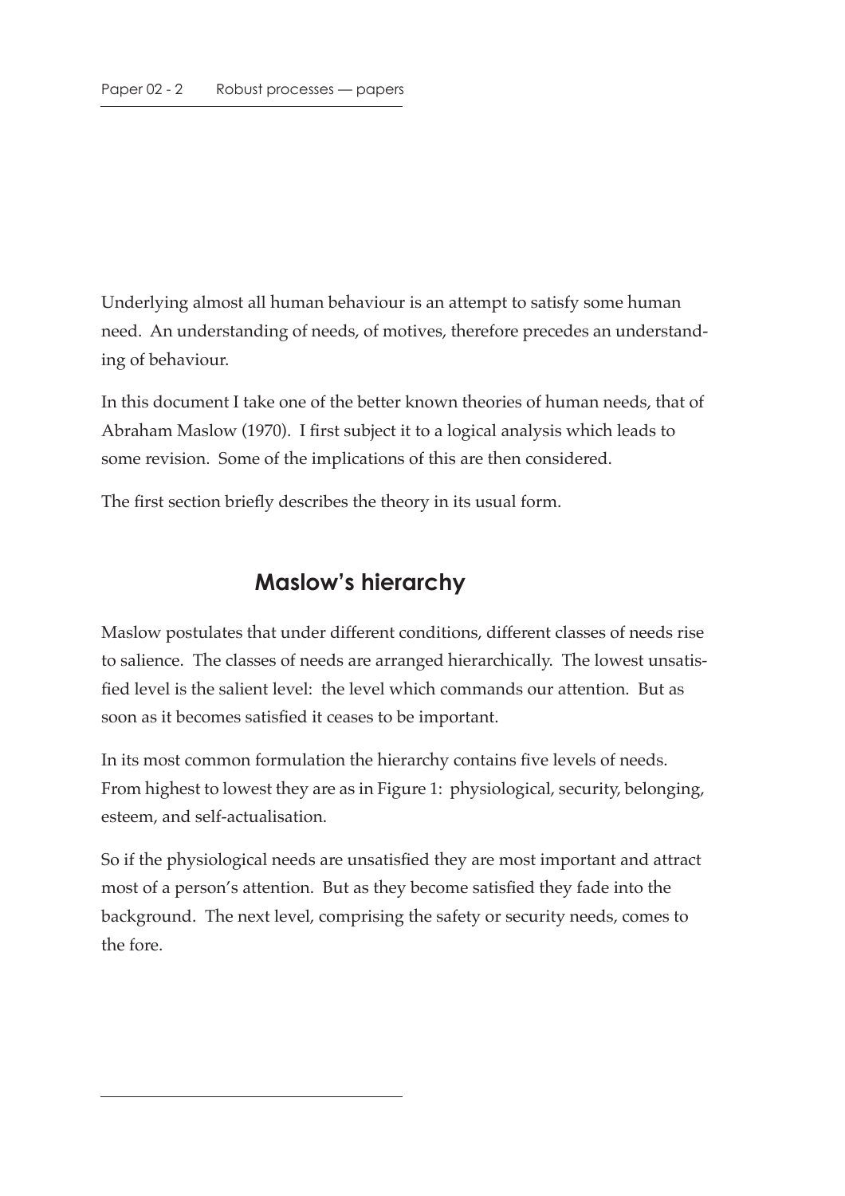Underlying almost all human behaviour is an attempt to satisfy some human need. An understanding of needs, of motives, therefore precedes an understanding of behaviour.

In this document I take one of the better known theories of human needs, that of Abraham Maslow (1970). I first subject it to a logical analysis which leads to some revision. Some of the implications of this are then considered.

The first section briefly describes the theory in its usual form.

## Maslow's hierarchy

Maslow postulates that under different conditions, different classes of needs rise to salience. The classes of needs are arranged hierarchically. The lowest unsatisfied level is the salient level: the level which commands our attention. But as soon as it becomes satisfied it ceases to be important.

In its most common formulation the hierarchy contains five levels of needs. From highest to lowest they are as in Figure 1: physiological, security, belonging, esteem, and self-actualisation.

So if the physiological needs are unsatisfied they are most important and attract most of a person's attention. But as they become satisfied they fade into the background. The next level, comprising the safety or security needs, comes to the fore.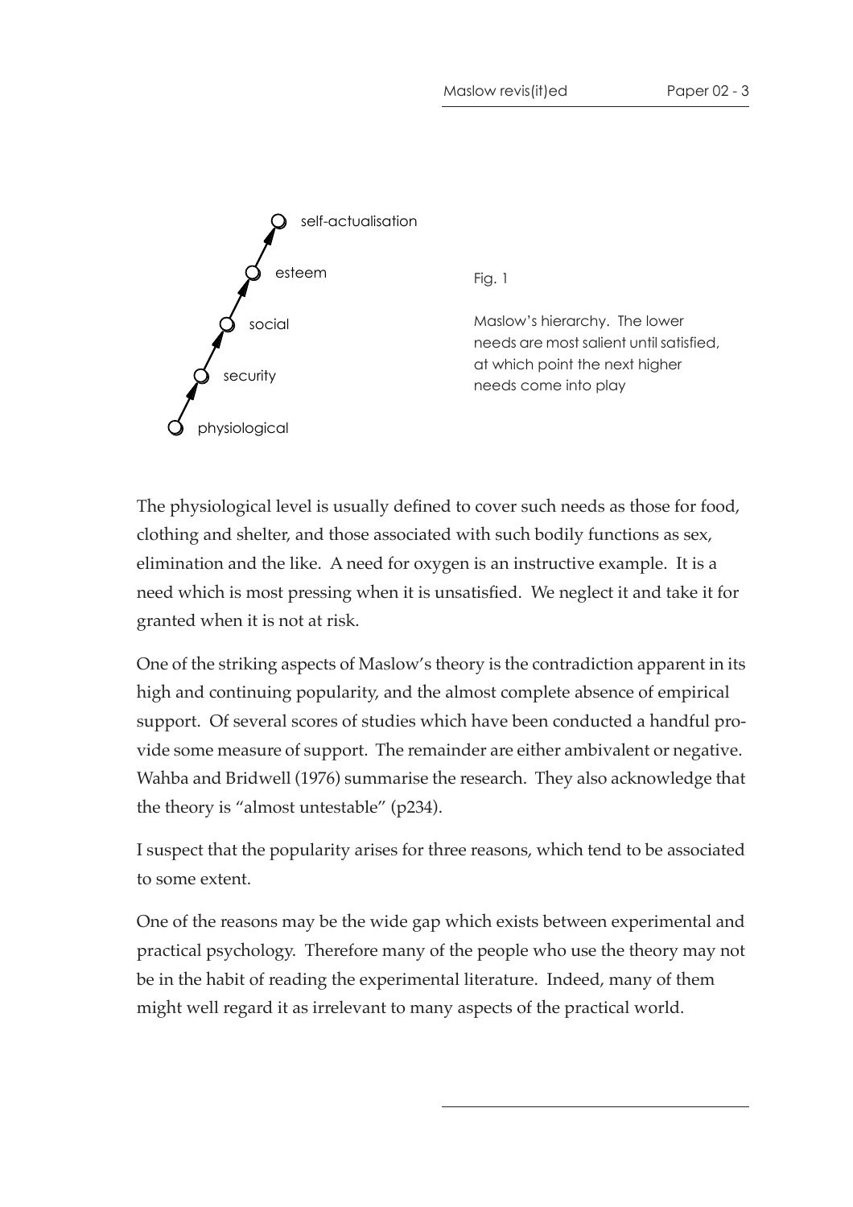Fig. 1

Maslow's hierarchy. The lower needs are most salient until satisfied, at which point the next higher needs come into play

The physiological level is usually defined to cover such needs as those for food, clothing and shelter, and those associated with such bodily functions as sex, elimination and the like. A need for oxygen is an instructive example. It is a need which is most pressing when it is unsatisfied. We neglect it and take it for granted when it is not at risk.

One of the striking aspects of Maslow's theory is the contradiction apparent in its high and continuing popularity, and the almost complete absence of empirical support. Of several scores of studies which have been conducted a handful provide some measure of support. The remainder are either ambivalent or negative. Wahba and Bridwell (1976) summarise the research. They also acknowledge that the theory is "almost untestable" (p234).

I suspect that the popularity arises for three reasons, which tend to be associated to some extent.

One of the reasons may be the wide gap which exists between experimental and practical psychology. Therefore many of the people who use the theory may not be in the habit of reading the experimental literature. Indeed, many of them might well regard it as irrelevant to many aspects of the practical world.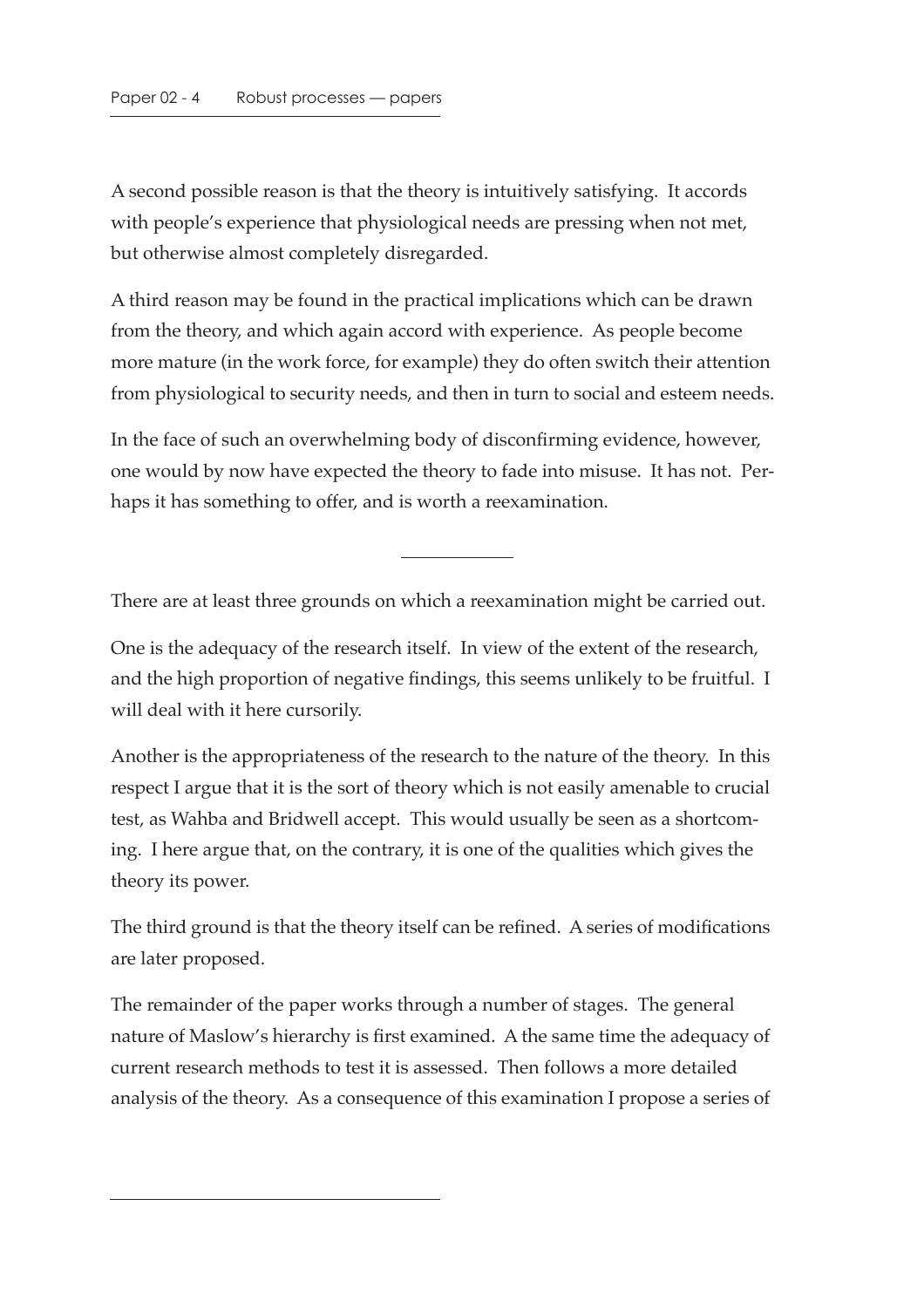A second possible reason is that the theory is intuitively satisfying. It accords with people's experience that physiological needs are pressing when not met, but otherwise almost completely disregarded.

A third reason may be found in the practical implications which can be drawn from the theory, and which again accord with experience. As people become more mature (in the work force, for example) they do often switch their attention from physiological to security needs, and then in turn to social and esteem needs.

In the face of such an overwhelming body of disconfirming evidence, however, one would by now have expected the theory to fade into misuse. It has not. Perhaps it has something to offer, and is worth a reexamination.

---

There are at least three grounds on which a reexamination might be carried out.

One is the adequacy of the research itself. In view of the extent of the research, and the high proportion of negative findings, this seems unlikely to be fruitful. I will deal with it here cursorily.

Another is the appropriateness of the research to the nature of the theory. In this respect I argue that it is the sort of theory which is not easily amenable to crucial test, as Wahba and Bridwell accept. This would usually be seen as a shortcoming. I here argue that, on the contrary, it is one of the qualities which gives the theory its power.

The third ground is that the theory itself can be refined. A series of modifications are later proposed.

The remainder of the paper works through a number of stages. The general nature of Maslow's hierarchy is first examined. A the same time the adequacy of current research methods to test it is assessed. Then follows a more detailed analysis of the theory. As a consequence of this examination I propose a series of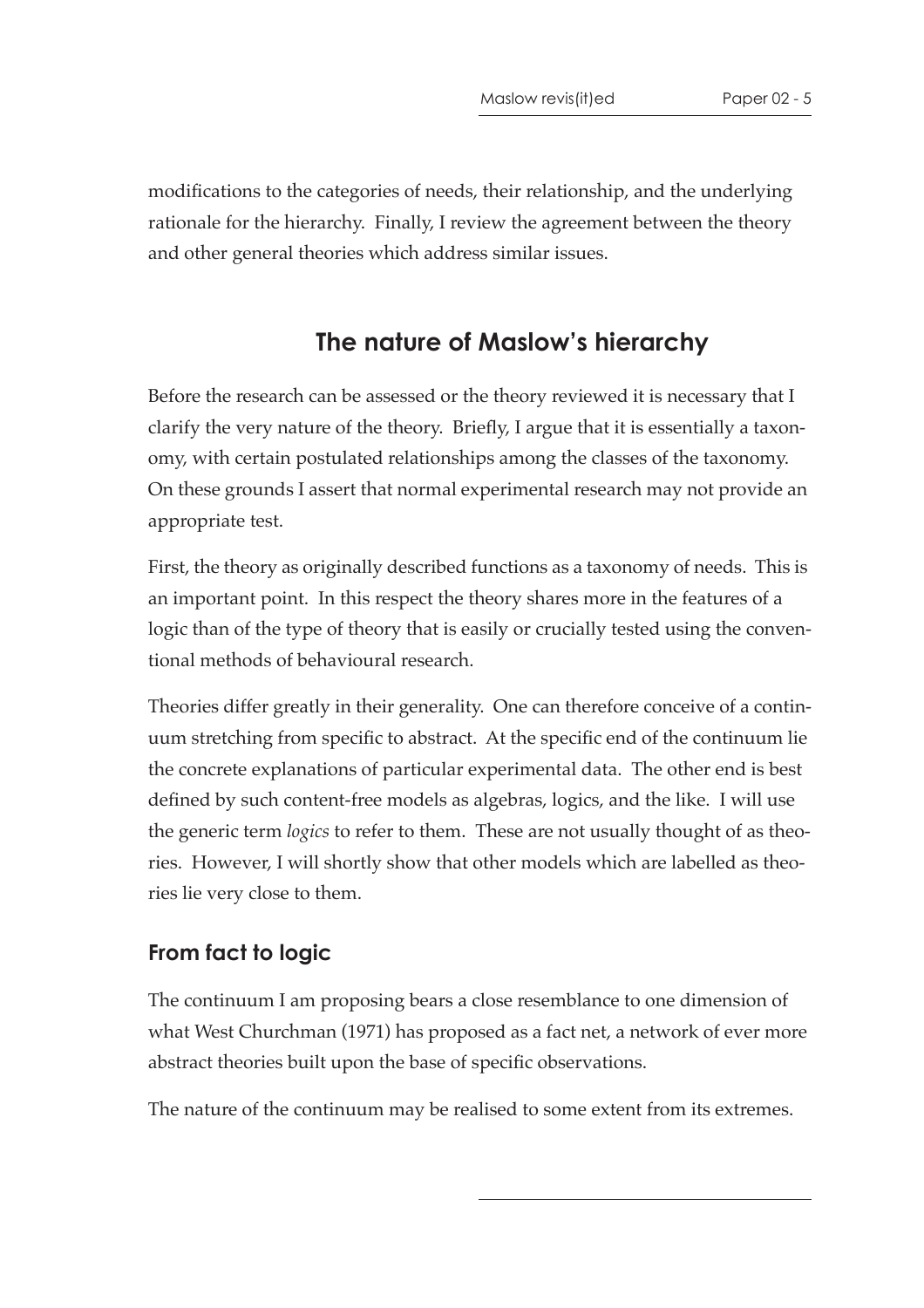modifications to the categories of needs, their relationship, and the underlying rationale for the hierarchy. Finally, I review the agreement between the theory and other general theories which address similar issues.

## The nature of Maslow's hierarchy

Before the research can be assessed or the theory reviewed it is necessary that I clarify the very nature of the theory. Briefly, I argue that it is essentially a taxonomy, with certain postulated relationships among the classes of the taxonomy. On these grounds I assert that normal experimental research may not provide an appropriate test.

First, the theory as originally described functions as a taxonomy of needs. This is an important point. In this respect the theory shares more in the features of a logic than of the type of theory that is easily or crucially tested using the conventional methods of behavioural research.

Theories differ greatly in their generality. One can therefore conceive of a continuum stretching from specific to abstract. At the specific end of the continuum lie the concrete explanations of particular experimental data. The other end is best defined by such content-free models as algebras, logics, and the like. I will use the generic term *logics* to refer to them. These are not usually thought of as theories. However, I will shortly show that other models which are labelled as theories lie very close to them.

### From fact to logic

The continuum I am proposing bears a close resemblance to one dimension of what West Churchman (1971) has proposed as a fact net, a network of ever more abstract theories built upon the base of specific observations.

The nature of the continuum may be realised to some extent from its extremes.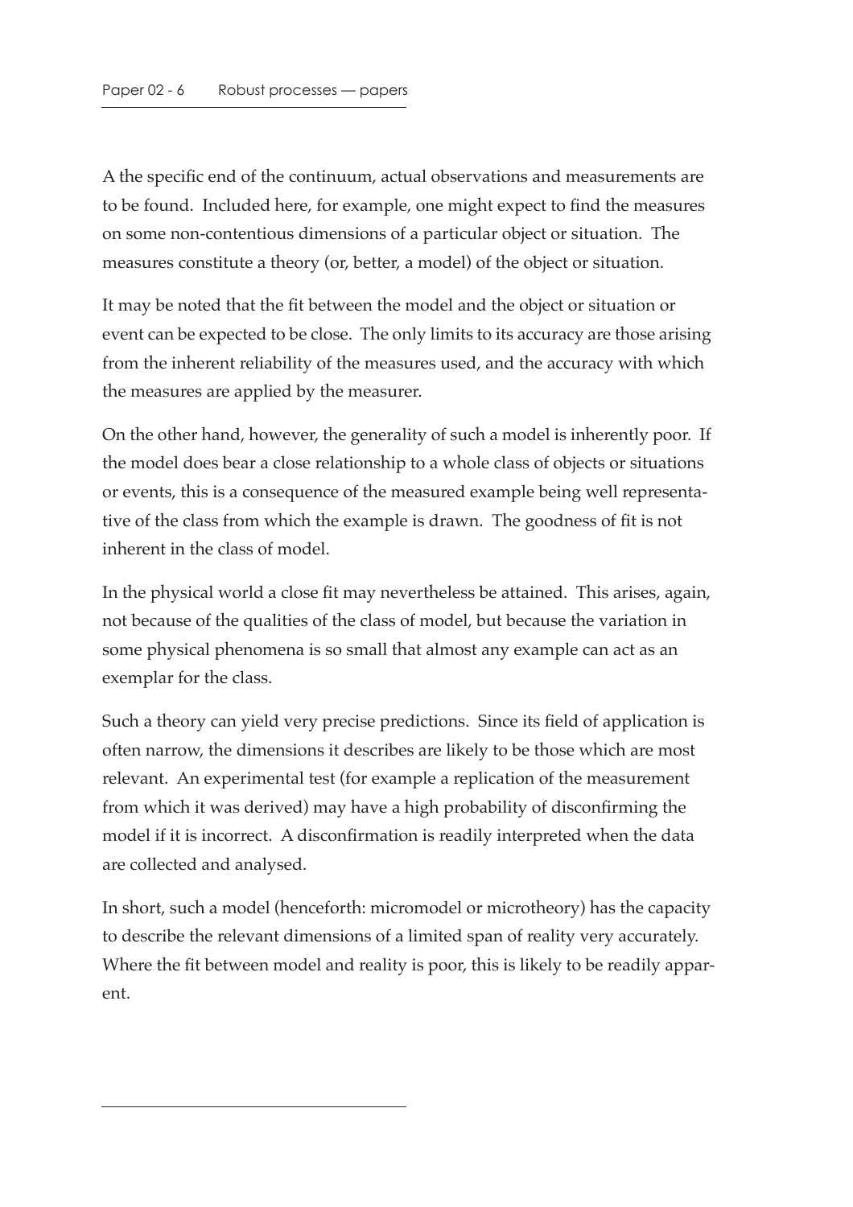A the specific end of the continuum, actual observations and measurements are to be found. Included here, for example, one might expect to find the measures on some non-contentious dimensions of a particular object or situation. The measures constitute a theory (or, better, a model) of the object or situation.

It may be noted that the fit between the model and the object or situation or event can be expected to be close. The only limits to its accuracy are those arising from the inherent reliability of the measures used, and the accuracy with which the measures are applied by the measurer.

On the other hand, however, the generality of such a model is inherently poor. If the model does bear a close relationship to a whole class of objects or situations or events, this is a consequence of the measured example being well representative of the class from which the example is drawn. The goodness of fit is not inherent in the class of model.

In the physical world a close fit may nevertheless be attained. This arises, again, not because of the qualities of the class of model, but because the variation in some physical phenomena is so small that almost any example can act as an exemplar for the class.

Such a theory can yield very precise predictions. Since its field of application is often narrow, the dimensions it describes are likely to be those which are most relevant. An experimental test (for example a replication of the measurement from which it was derived) may have a high probability of disconfirming the model if it is incorrect. A disconfirmation is readily interpreted when the data are collected and analysed.

In short, such a model (henceforth: micromodel or microtheory) has the capacity to describe the relevant dimensions of a limited span of reality very accurately. Where the fit between model and reality is poor, this is likely to be readily apparent.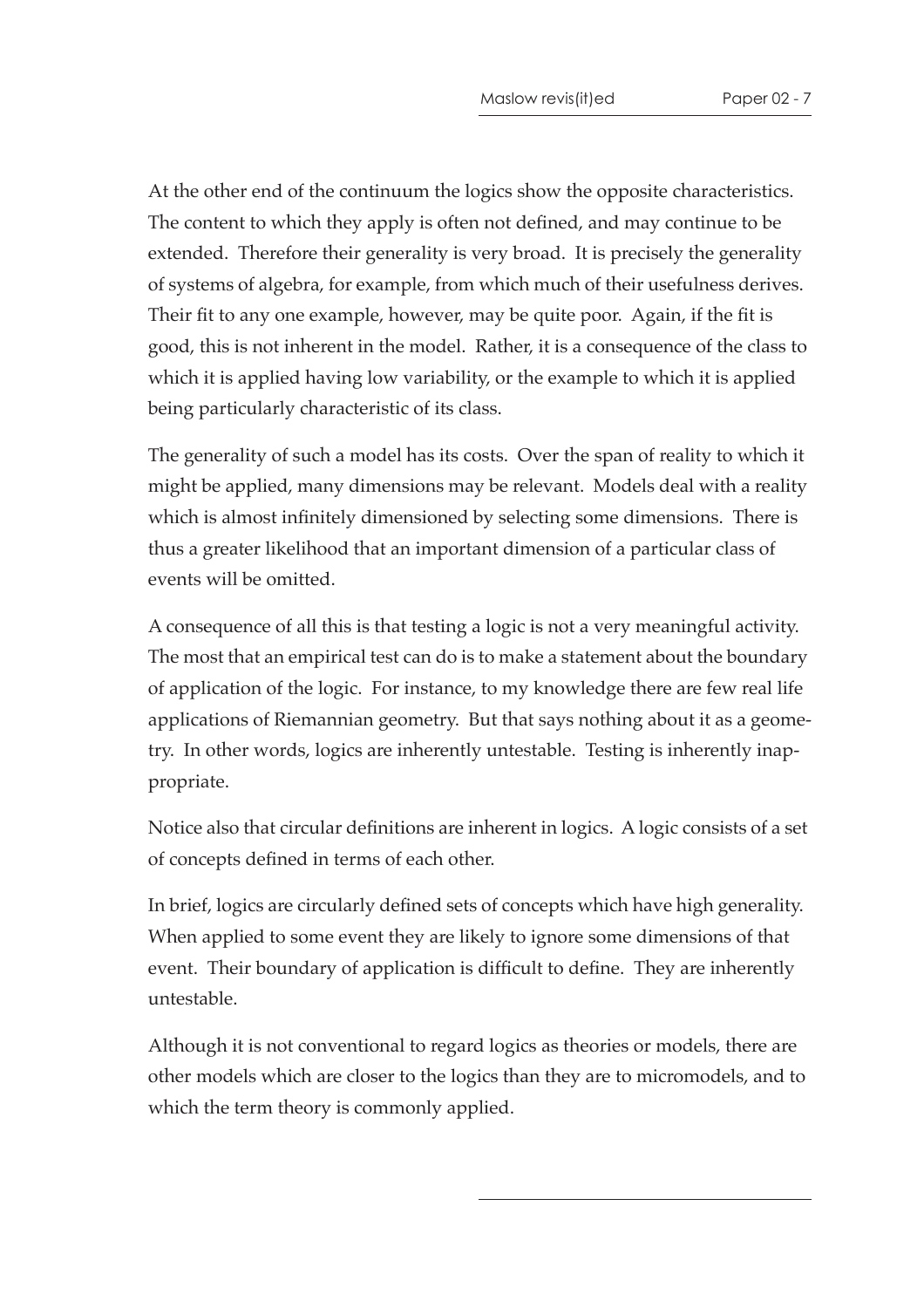At the other end of the continuum the logics show the opposite characteristics. The content to which they apply is often not defined, and may continue to be extended. Therefore their generality is very broad. It is precisely the generality of systems of algebra, for example, from which much of their usefulness derives. Their fit to any one example, however, may be quite poor. Again, if the fit is good, this is not inherent in the model. Rather, it is a consequence of the class to which it is applied having low variability, or the example to which it is applied being particularly characteristic of its class.

The generality of such a model has its costs. Over the span of reality to which it might be applied, many dimensions may be relevant. Models deal with a reality which is almost infinitely dimensioned by selecting some dimensions. There is thus a greater likelihood that an important dimension of a particular class of events will be omitted.

A consequence of all this is that testing a logic is not a very meaningful activity. The most that an empirical test can do is to make a statement about the boundary of application of the logic. For instance, to my knowledge there are few real life applications of Riemannian geometry. But that says nothing about it as a geometry. In other words, logics are inherently untestable. Testing is inherently inappropriate.

Notice also that circular definitions are inherent in logics. A logic consists of a set of concepts defined in terms of each other.

In brief, logics are circularly defined sets of concepts which have high generality. When applied to some event they are likely to ignore some dimensions of that event. Their boundary of application is difficult to define. They are inherently untestable.

Although it is not conventional to regard logics as theories or models, there are other models which are closer to the logics than they are to micromodels, and to which the term theory is commonly applied.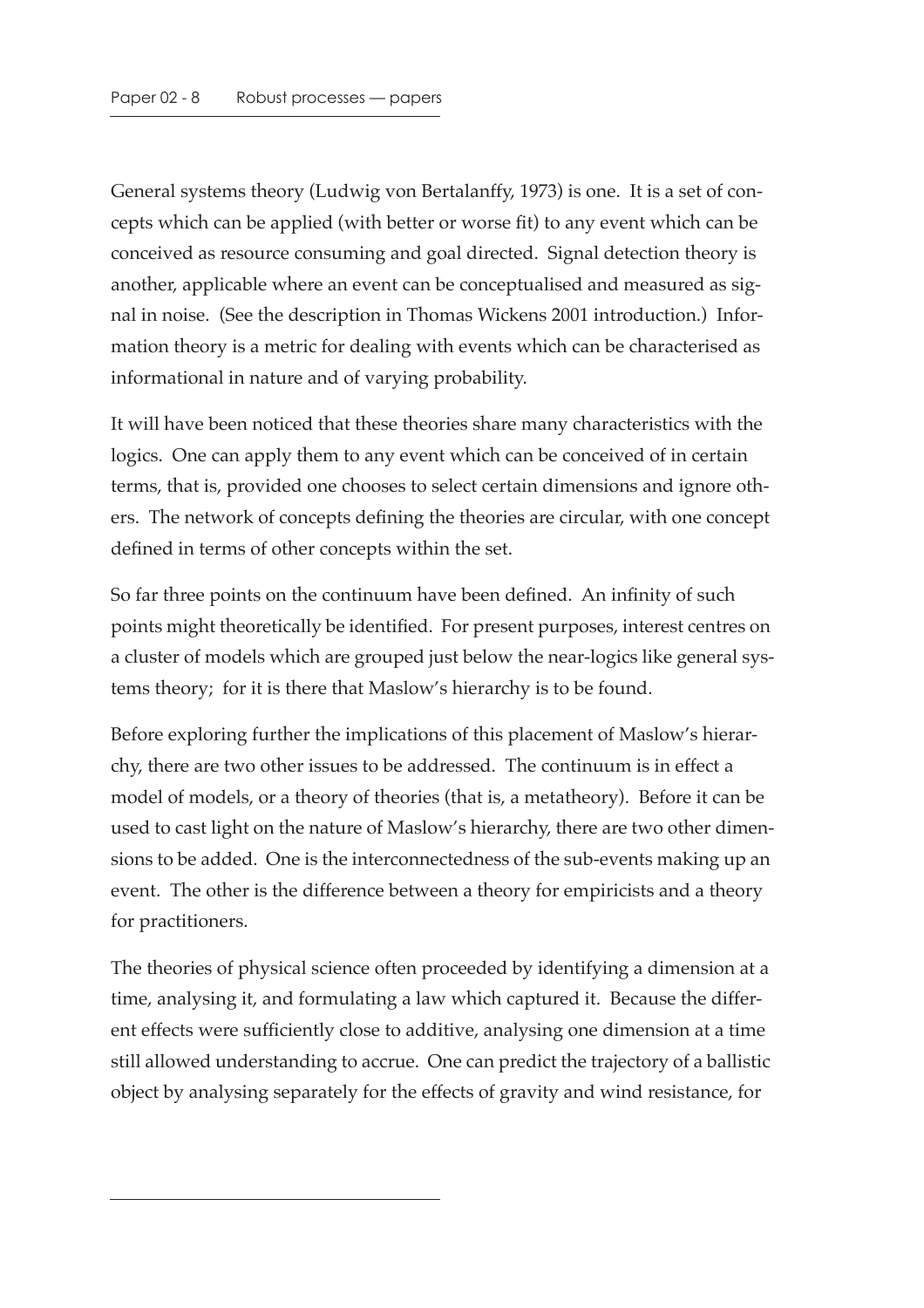General systems theory (Ludwig von Bertalanffy, 1973) is one. It is a set of concepts which can be applied (with better or worse fit) to any event which can be conceived as resource consuming and goal directed. Signal detection theory is another, applicable where an event can be conceptualised and measured as signal in noise. (See the description in Thomas Wickens 2001 introduction.) Information theory is a metric for dealing with events which can be characterised as informational in nature and of varying probability.

It will have been noticed that these theories share many characteristics with the logics. One can apply them to any event which can be conceived of in certain terms, that is, provided one chooses to select certain dimensions and ignore others. The network of concepts defining the theories are circular, with one concept defined in terms of other concepts within the set.

So far three points on the continuum have been defined. An infinity of such points might theoretically be identified. For present purposes, interest centres on a cluster of models which are grouped just below the near-logics like general systems theory; for it is there that Maslow's hierarchy is to be found.

Before exploring further the implications of this placement of Maslow's hierarchy, there are two other issues to be addressed. The continuum is in effect a model of models, or a theory of theories (that is, a metatheory). Before it can be used to cast light on the nature of Maslow's hierarchy, there are two other dimensions to be added. One is the interconnectedness of the sub-events making up an event. The other is the difference between a theory for empiricists and a theory for practitioners.

The theories of physical science often proceeded by identifying a dimension at a time, analysing it, and formulating a law which captured it. Because the different effects were sufficiently close to additive, analysing one dimension at a time still allowed understanding to accrue. One can predict the trajectory of a ballistic object by analysing separately for the effects of gravity and wind resistance, for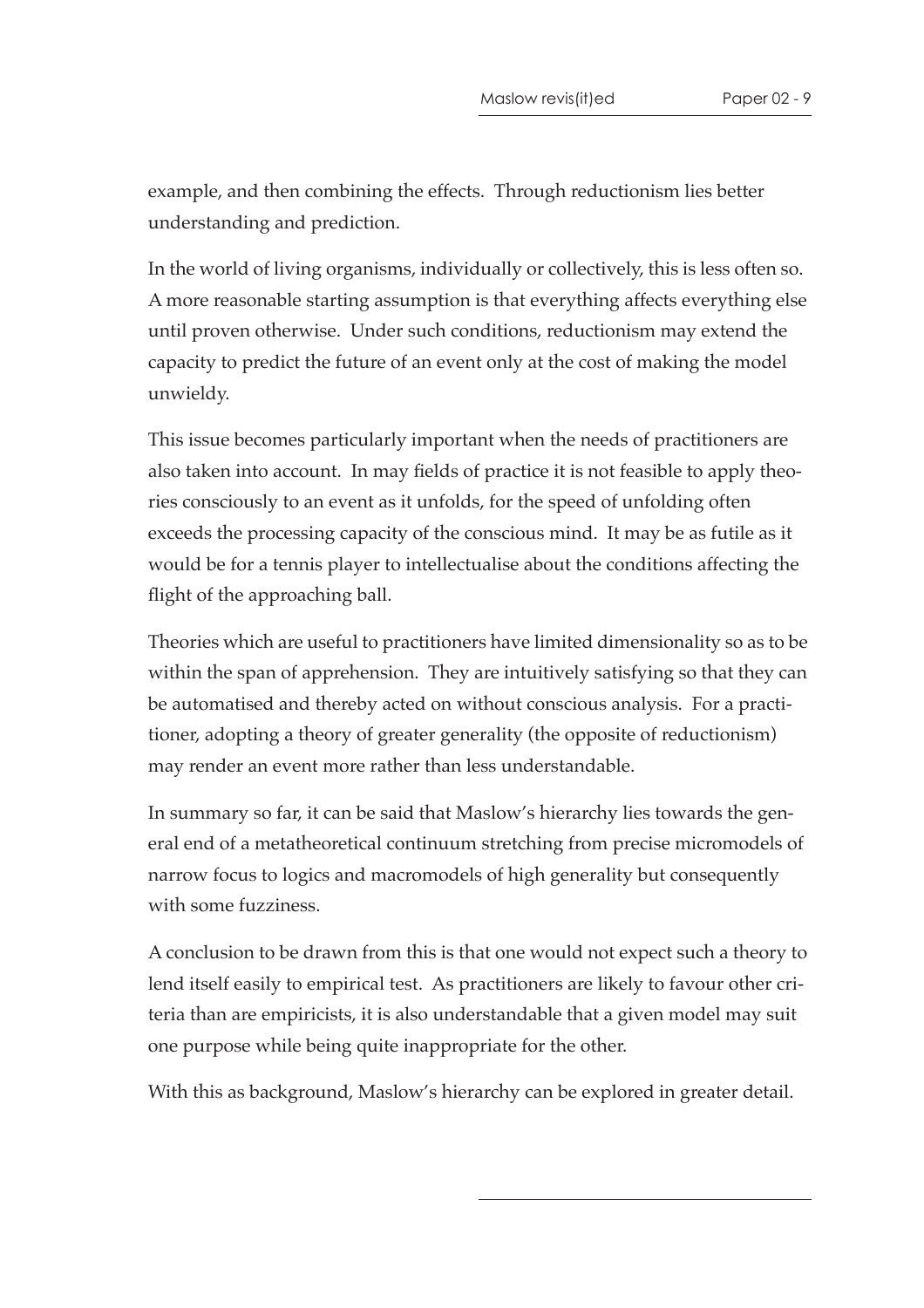example, and then combining the effects. Through reductionism lies better understanding and prediction.

In the world of living organisms, individually or collectively, this is less often so. A more reasonable starting assumption is that everything affects everything else until proven otherwise. Under such conditions, reductionism may extend the capacity to predict the future of an event only at the cost of making the model unwieldy.

This issue becomes particularly important when the needs of practitioners are also taken into account. In may fields of practice it is not feasible to apply theories consciously to an event as it unfolds, for the speed of unfolding often exceeds the processing capacity of the conscious mind. It may be as futile as it would be for a tennis player to intellectualise about the conditions affecting the flight of the approaching ball.

Theories which are useful to practitioners have limited dimensionality so as to be within the span of apprehension. They are intuitively satisfying so that they can be automatised and thereby acted on without conscious analysis. For a practitioner, adopting a theory of greater generality (the opposite of reductionism) may render an event more rather than less understandable.

In summary so far, it can be said that Maslow's hierarchy lies towards the general end of a metatheoretical continuum stretching from precise micromodels of narrow focus to logics and macromodels of high generality but consequently with some fuzziness.

A conclusion to be drawn from this is that one would not expect such a theory to lend itself easily to empirical test. As practitioners are likely to favour other criteria than are empiricists, it is also understandable that a given model may suit one purpose while being quite inappropriate for the other.

With this as background, Maslow's hierarchy can be explored in greater detail.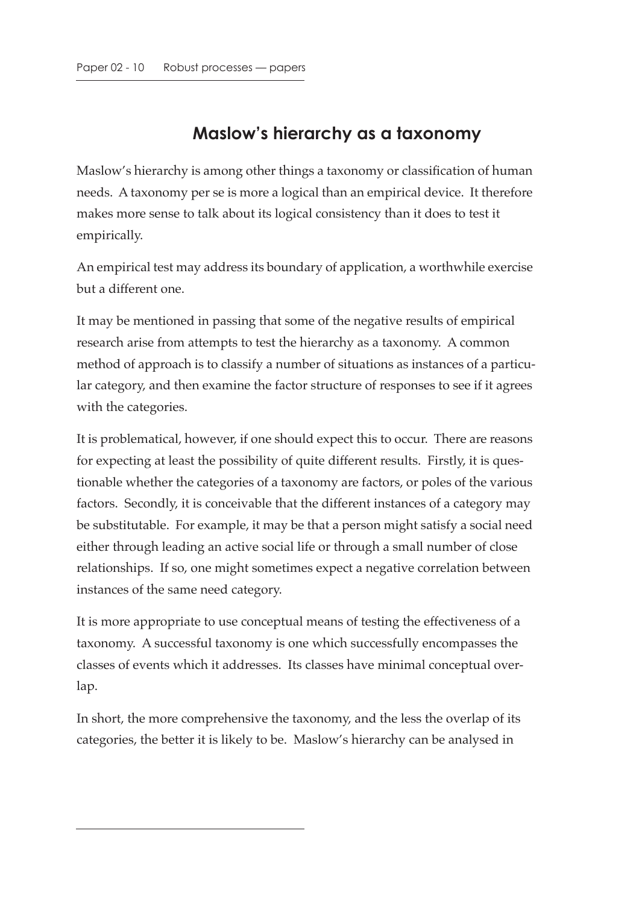## Maslow's hierarchy as a taxonomy

Maslow's hierarchy is among other things a taxonomy or classification of human needs. A taxonomy per se is more a logical than an empirical device. It therefore makes more sense to talk about its logical consistency than it does to test it empirically.

An empirical test may address its boundary of application, a worthwhile exercise but a different one.

It may be mentioned in passing that some of the negative results of empirical research arise from attempts to test the hierarchy as a taxonomy. A common method of approach is to classify a number of situations as instances of a particular category, and then examine the factor structure of responses to see if it agrees with the categories.

It is problematical, however, if one should expect this to occur. There are reasons for expecting at least the possibility of quite different results. Firstly, it is questionable whether the categories of a taxonomy are factors, or poles of the various factors. Secondly, it is conceivable that the different instances of a category may be substitutable. For example, it may be that a person might satisfy a social need either through leading an active social life or through a small number of close relationships. If so, one might sometimes expect a negative correlation between instances of the same need category.

It is more appropriate to use conceptual means of testing the effectiveness of a taxonomy. A successful taxonomy is one which successfully encompasses the classes of events which it addresses. Its classes have minimal conceptual overlap.

In short, the more comprehensive the taxonomy, and the less the overlap of its categories, the better it is likely to be. Maslow's hierarchy can be analysed in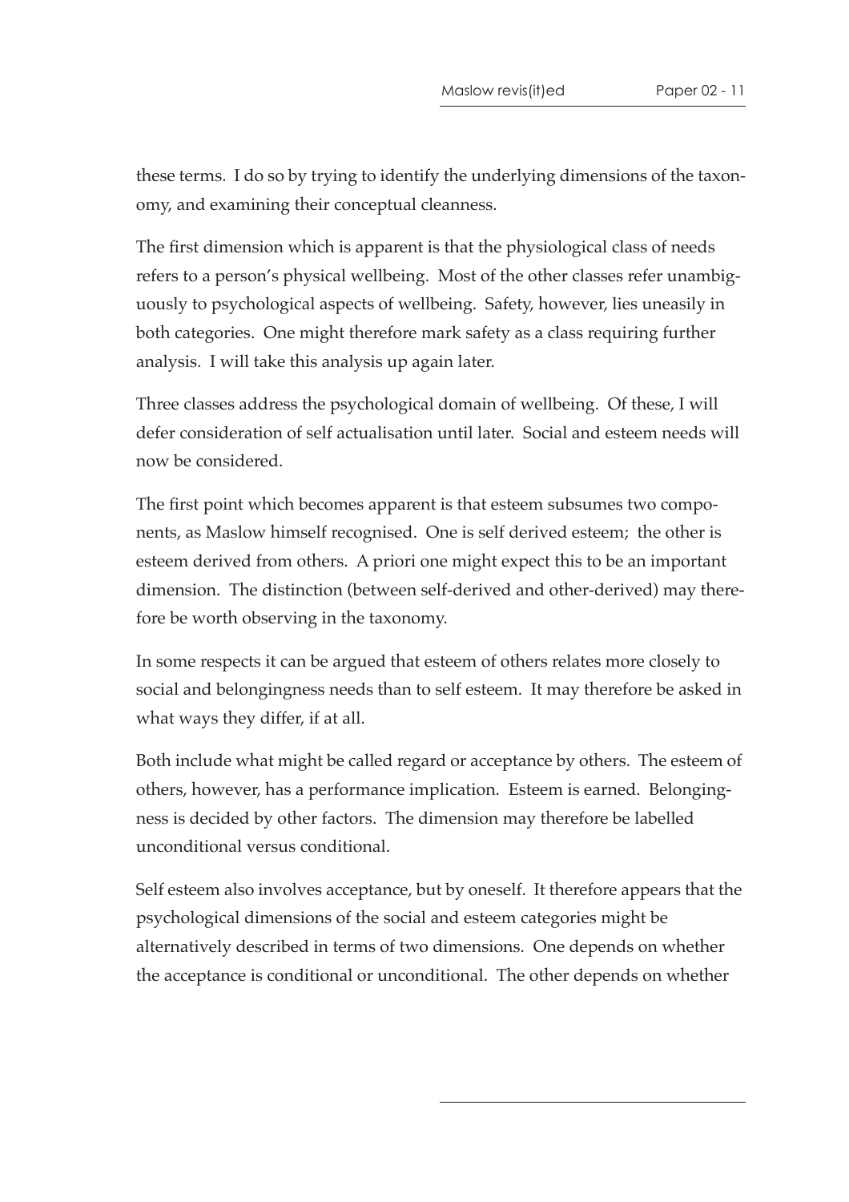these terms. I do so by trying to identify the underlying dimensions of the taxonomy, and examining their conceptual cleanness.

The first dimension which is apparent is that the physiological class of needs refers to a person's physical wellbeing. Most of the other classes refer unambiguously to psychological aspects of wellbeing. Safety, however, lies uneasily in both categories. One might therefore mark safety as a class requiring further analysis. I will take this analysis up again later.

Three classes address the psychological domain of wellbeing. Of these, I will defer consideration of self actualisation until later. Social and esteem needs will now be considered.

The first point which becomes apparent is that esteem subsumes two components, as Maslow himself recognised. One is self derived esteem; the other is esteem derived from others. A priori one might expect this to be an important dimension. The distinction (between self-derived and other-derived) may therefore be worth observing in the taxonomy.

In some respects it can be argued that esteem of others relates more closely to social and belongingness needs than to self esteem. It may therefore be asked in what ways they differ, if at all.

Both include what might be called regard or acceptance by others. The esteem of others, however, has a performance implication. Esteem is earned. Belongingness is decided by other factors. The dimension may therefore be labelled unconditional versus conditional.

Self esteem also involves acceptance, but by oneself. It therefore appears that the psychological dimensions of the social and esteem categories might be alternatively described in terms of two dimensions. One depends on whether the acceptance is conditional or unconditional. The other depends on whether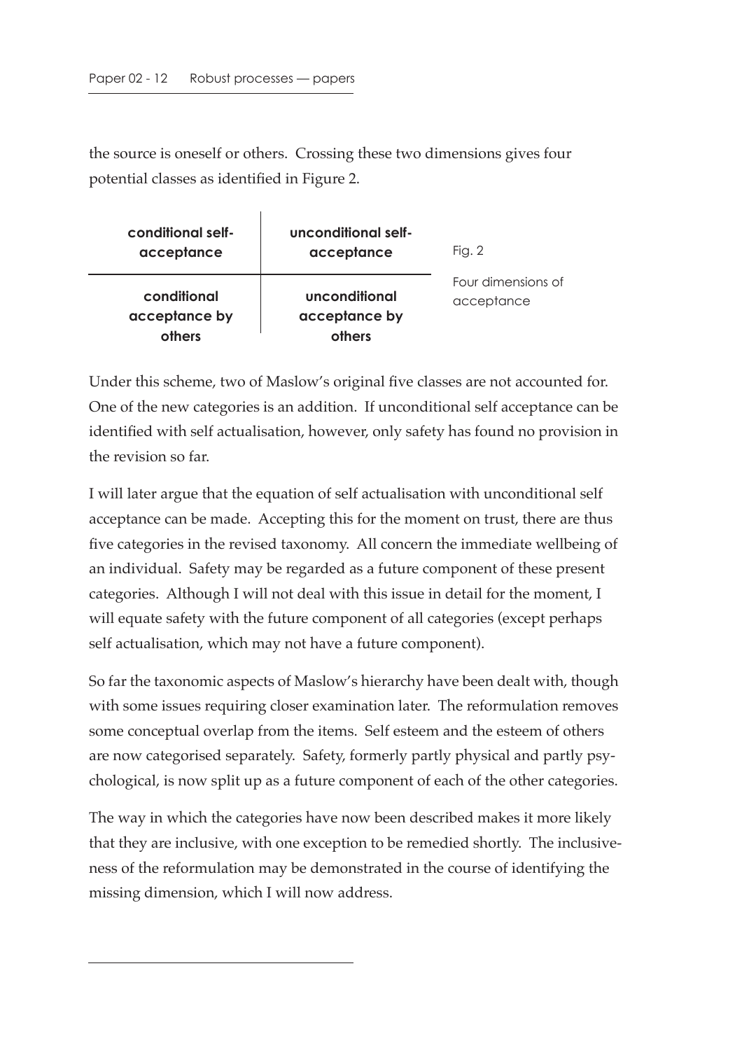the source is oneself or others. Crossing these two dimensions gives four potential classes as identified in Figure 2.

| conditional self-acceptance | unconditional self-acceptance |
|---|---|
| **conditional acceptance by others** | **unconditional acceptance by others** |

Fig. 2

Four dimensions of acceptance

Under this scheme, two of Maslow's original five classes are not accounted for. One of the new categories is an addition. If unconditional self acceptance can be identified with self actualisation, however, only safety has found no provision in the revision so far.

I will later argue that the equation of self actualisation with unconditional self acceptance can be made. Accepting this for the moment on trust, there are thus five categories in the revised taxonomy. All concern the immediate wellbeing of an individual. Safety may be regarded as a future component of these present categories. Although I will not deal with this issue in detail for the moment, I will equate safety with the future component of all categories (except perhaps self actualisation, which may not have a future component).

So far the taxonomic aspects of Maslow's hierarchy have been dealt with, though with some issues requiring closer examination later. The reformulation removes some conceptual overlap from the items. Self esteem and the esteem of others are now categorised separately. Safety, formerly partly physical and partly psychological, is now split up as a future component of each of the other categories.

The way in which the categories have now been described makes it more likely that they are inclusive, with one exception to be remedied shortly. The inclusiveness of the reformulation may be demonstrated in the course of identifying the missing dimension, which I will now address.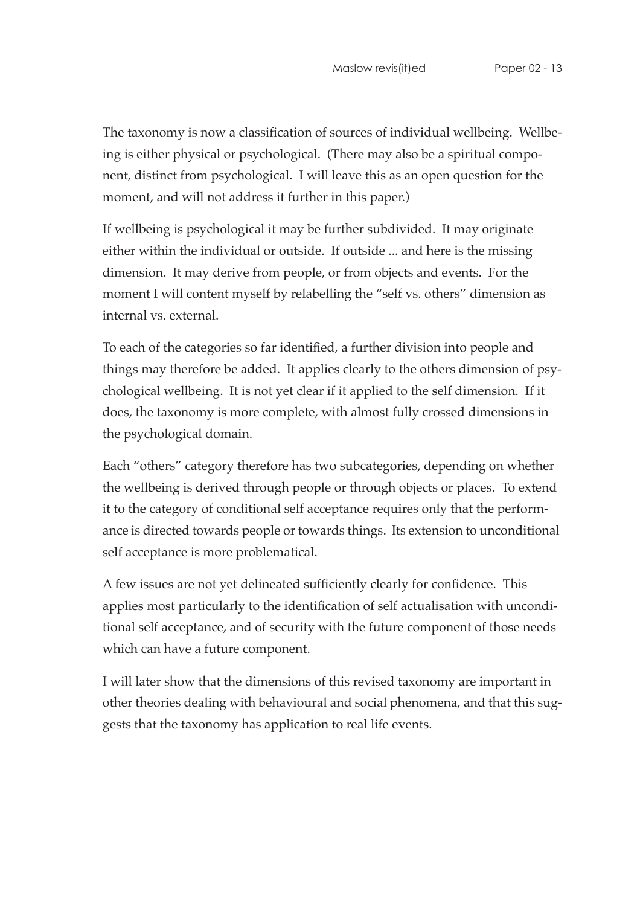The taxonomy is now a classification of sources of individual wellbeing. Wellbeing is either physical or psychological. (There may also be a spiritual component, distinct from psychological. I will leave this as an open question for the moment, and will not address it further in this paper.)

If wellbeing is psychological it may be further subdivided. It may originate either within the individual or outside. If outside ... and here is the missing dimension. It may derive from people, or from objects and events. For the moment I will content myself by relabelling the "self vs. others" dimension as internal vs. external.

To each of the categories so far identified, a further division into people and things may therefore be added. It applies clearly to the others dimension of psychological wellbeing. It is not yet clear if it applied to the self dimension. If it does, the taxonomy is more complete, with almost fully crossed dimensions in the psychological domain.

Each "others" category therefore has two subcategories, depending on whether the wellbeing is derived through people or through objects or places. To extend it to the category of conditional self acceptance requires only that the performance is directed towards people or towards things. Its extension to unconditional self acceptance is more problematical.

A few issues are not yet delineated sufficiently clearly for confidence. This applies most particularly to the identification of self actualisation with unconditional self acceptance, and of security with the future component of those needs which can have a future component.

I will later show that the dimensions of this revised taxonomy are important in other theories dealing with behavioural and social phenomena, and that this suggests that the taxonomy has application to real life events.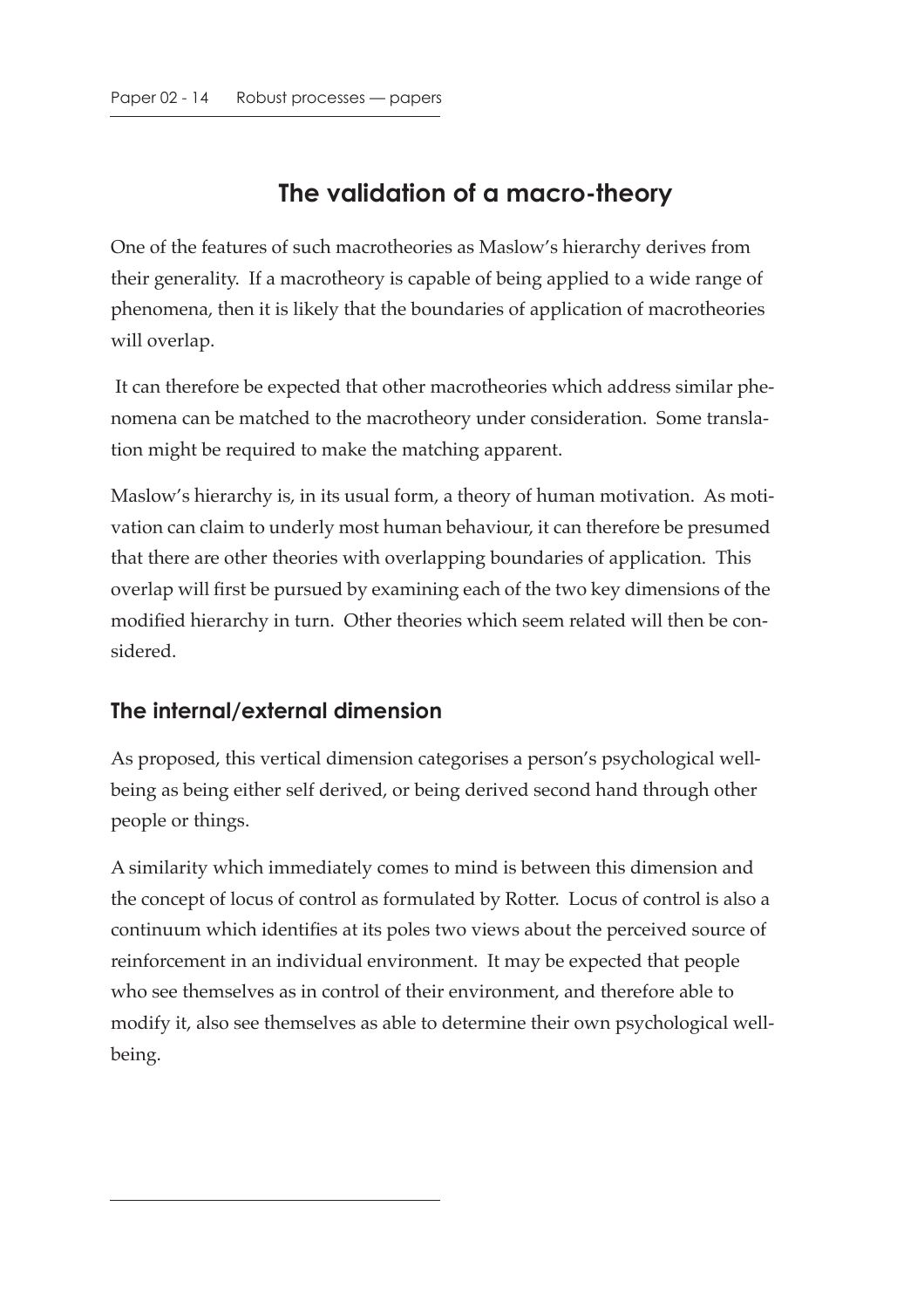## The validation of a macro-theory

One of the features of such macrotheories as Maslow's hierarchy derives from their generality. If a macrotheory is capable of being applied to a wide range of phenomena, then it is likely that the boundaries of application of macrotheories will overlap.

It can therefore be expected that other macrotheories which address similar phenomena can be matched to the macrotheory under consideration. Some translation might be required to make the matching apparent.

Maslow's hierarchy is, in its usual form, a theory of human motivation. As motivation can claim to underly most human behaviour, it can therefore be presumed that there are other theories with overlapping boundaries of application. This overlap will first be pursued by examining each of the two key dimensions of the modified hierarchy in turn. Other theories which seem related will then be considered.

### The internal/external dimension

As proposed, this vertical dimension categorises a person's psychological wellbeing as being either self derived, or being derived second hand through other people or things.

A similarity which immediately comes to mind is between this dimension and the concept of locus of control as formulated by Rotter. Locus of control is also a continuum which identifies at its poles two views about the perceived source of reinforcement in an individual environment. It may be expected that people who see themselves as in control of their environment, and therefore able to modify it, also see themselves as able to determine their own psychological wellbeing.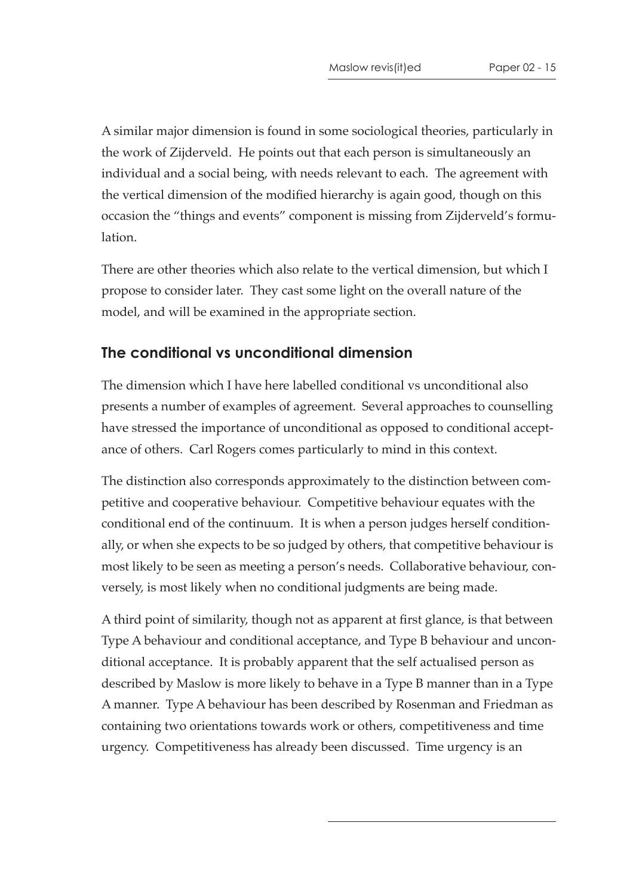A similar major dimension is found in some sociological theories, particularly in the work of Zijderveld. He points out that each person is simultaneously an individual and a social being, with needs relevant to each. The agreement with the vertical dimension of the modified hierarchy is again good, though on this occasion the "things and events" component is missing from Zijderveld's formulation.

There are other theories which also relate to the vertical dimension, but which I propose to consider later. They cast some light on the overall nature of the model, and will be examined in the appropriate section.

## The conditional vs unconditional dimension

The dimension which I have here labelled conditional vs unconditional also presents a number of examples of agreement. Several approaches to counselling have stressed the importance of unconditional as opposed to conditional acceptance of others. Carl Rogers comes particularly to mind in this context.

The distinction also corresponds approximately to the distinction between competitive and cooperative behaviour. Competitive behaviour equates with the conditional end of the continuum. It is when a person judges herself conditionally, or when she expects to be so judged by others, that competitive behaviour is most likely to be seen as meeting a person's needs. Collaborative behaviour, conversely, is most likely when no conditional judgments are being made.

A third point of similarity, though not as apparent at first glance, is that between Type A behaviour and conditional acceptance, and Type B behaviour and unconditional acceptance. It is probably apparent that the self actualised person as described by Maslow is more likely to behave in a Type B manner than in a Type A manner. Type A behaviour has been described by Rosenman and Friedman as containing two orientations towards work or others, competitiveness and time urgency. Competitiveness has already been discussed. Time urgency is an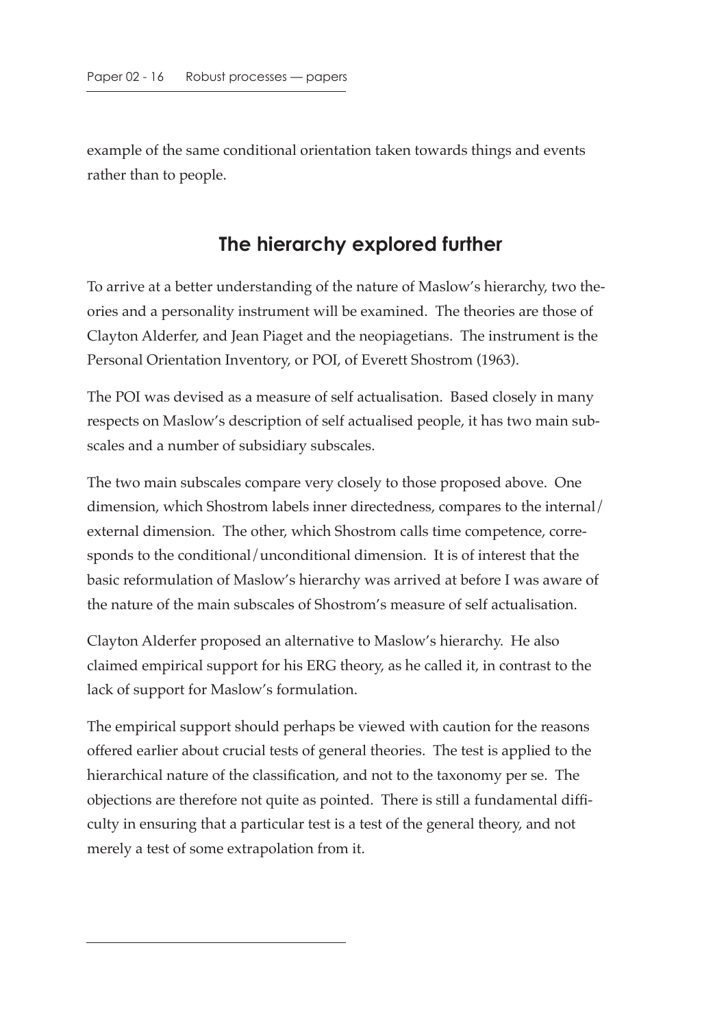example of the same conditional orientation taken towards things and events rather than to people.

## The hierarchy explored further

To arrive at a better understanding of the nature of Maslow's hierarchy, two theories and a personality instrument will be examined. The theories are those of Clayton Alderfer, and Jean Piaget and the neopiagetians. The instrument is the Personal Orientation Inventory, or POI, of Everett Shostrom (1963).

The POI was devised as a measure of self actualisation. Based closely in many respects on Maslow's description of self actualised people, it has two main subscales and a number of subsidiary subscales.

The two main subscales compare very closely to those proposed above. One dimension, which Shostrom labels inner directedness, compares to the internal/external dimension. The other, which Shostrom calls time competence, corresponds to the conditional/unconditional dimension. It is of interest that the basic reformulation of Maslow's hierarchy was arrived at before I was aware of the nature of the main subscales of Shostrom's measure of self actualisation.

Clayton Alderfer proposed an alternative to Maslow's hierarchy. He also claimed empirical support for his ERG theory, as he called it, in contrast to the lack of support for Maslow's formulation.

The empirical support should perhaps be viewed with caution for the reasons offered earlier about crucial tests of general theories. The test is applied to the hierarchical nature of the classification, and not to the taxonomy per se. The objections are therefore not quite as pointed. There is still a fundamental difficulty in ensuring that a particular test is a test of the general theory, and not merely a test of some extrapolation from it.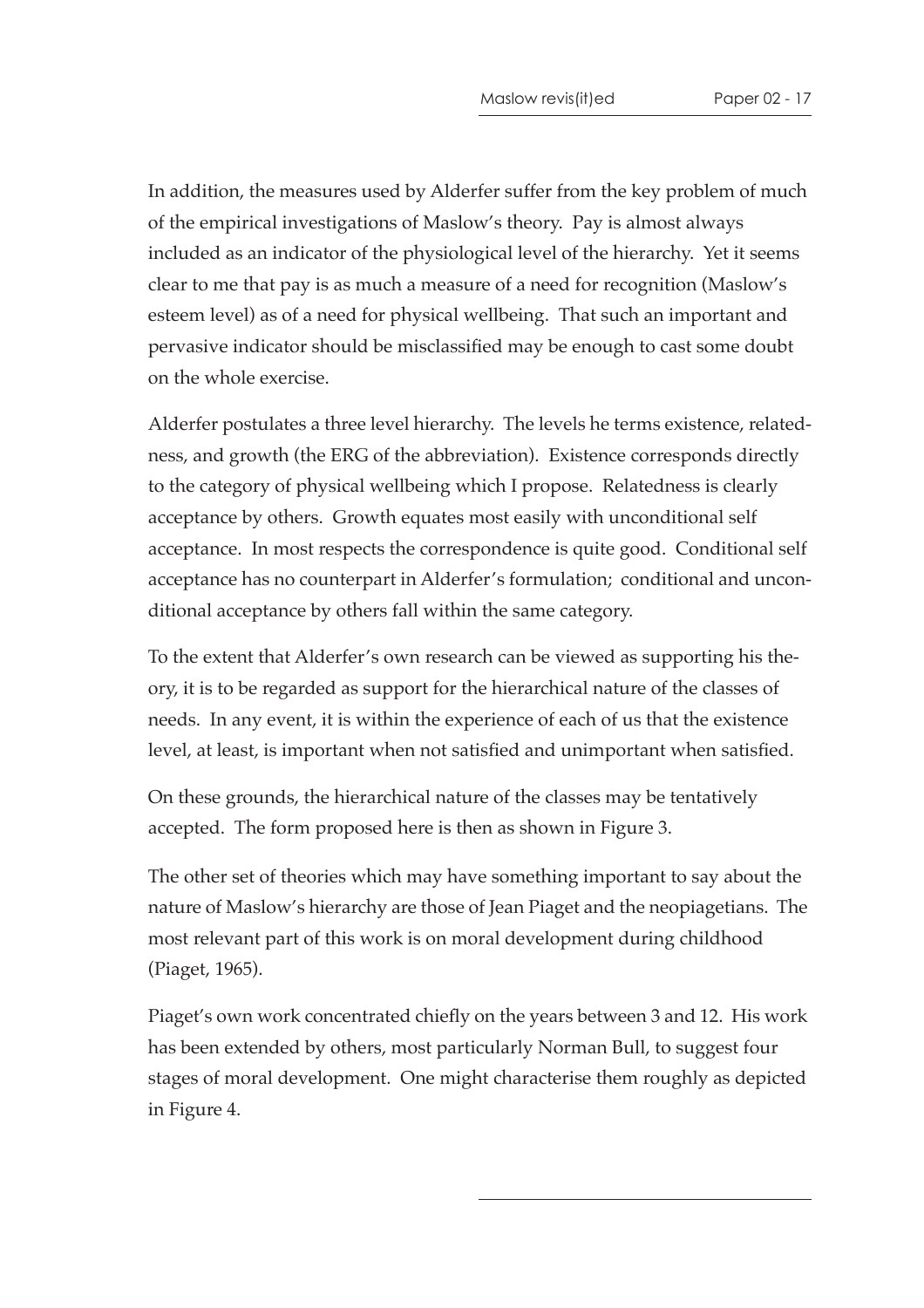In addition, the measures used by Alderfer suffer from the key problem of much of the empirical investigations of Maslow's theory. Pay is almost always included as an indicator of the physiological level of the hierarchy. Yet it seems clear to me that pay is as much a measure of a need for recognition (Maslow's esteem level) as of a need for physical wellbeing. That such an important and pervasive indicator should be misclassified may be enough to cast some doubt on the whole exercise.

Alderfer postulates a three level hierarchy. The levels he terms existence, relatedness, and growth (the ERG of the abbreviation). Existence corresponds directly to the category of physical wellbeing which I propose. Relatedness is clearly acceptance by others. Growth equates most easily with unconditional self acceptance. In most respects the correspondence is quite good. Conditional self acceptance has no counterpart in Alderfer's formulation; conditional and unconditional acceptance by others fall within the same category.

To the extent that Alderfer's own research can be viewed as supporting his theory, it is to be regarded as support for the hierarchical nature of the classes of needs. In any event, it is within the experience of each of us that the existence level, at least, is important when not satisfied and unimportant when satisfied.

On these grounds, the hierarchical nature of the classes may be tentatively accepted. The form proposed here is then as shown in Figure 3.

The other set of theories which may have something important to say about the nature of Maslow's hierarchy are those of Jean Piaget and the neopiagetians. The most relevant part of this work is on moral development during childhood (Piaget, 1965).

Piaget's own work concentrated chiefly on the years between 3 and 12. His work has been extended by others, most particularly Norman Bull, to suggest four stages of moral development. One might characterise them roughly as depicted in Figure 4.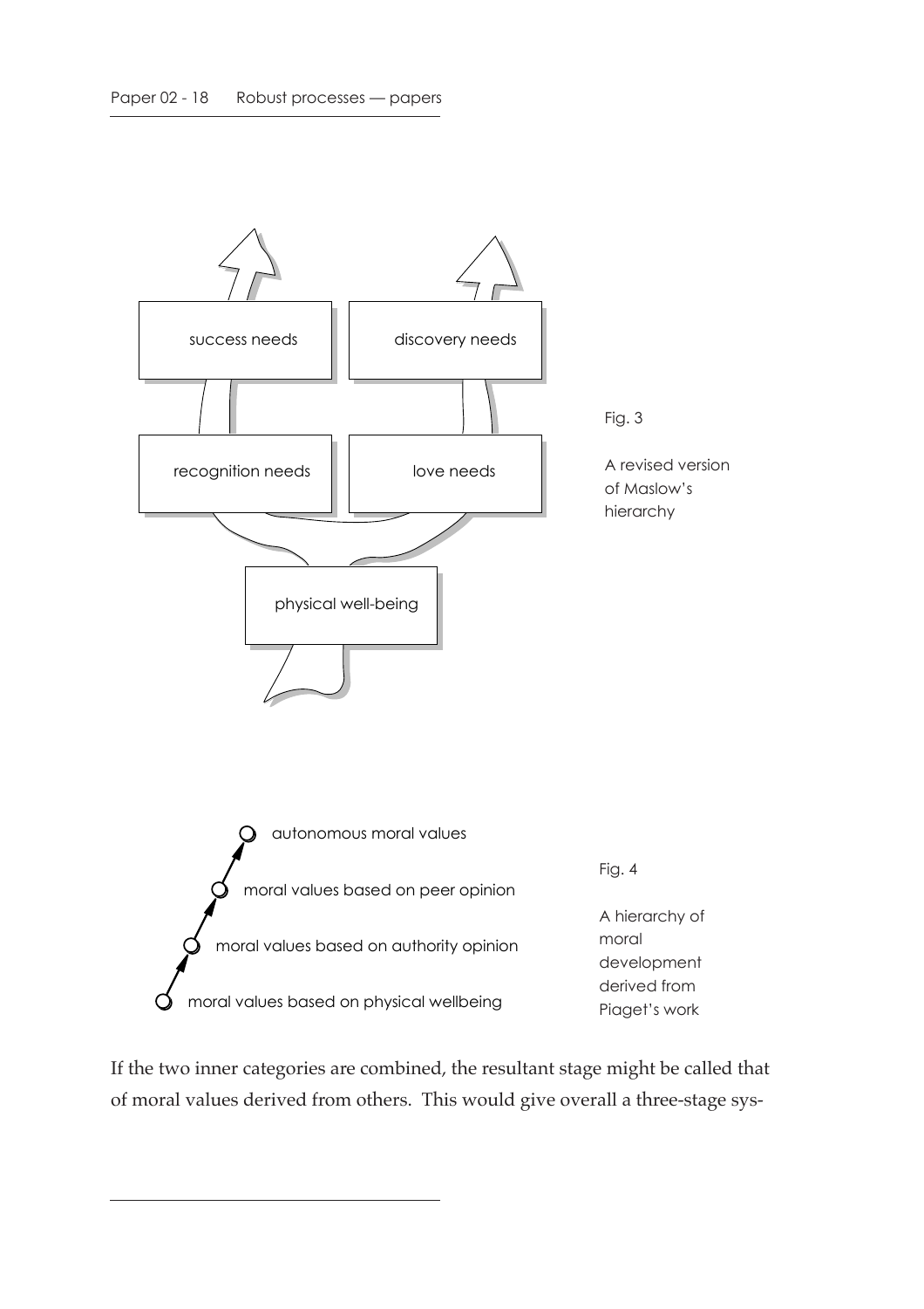success needs

discovery needs

recognition needs

love needs

physical well-being

Fig. 3

A revised version of Maslow's hierarchy

autonomous moral values

moral values based on peer opinion

moral values based on authority opinion

moral values based on physical wellbeing

Fig. 4

A hierarchy of moral development derived from Piaget's work

If the two inner categories are combined, the resultant stage might be called that of moral values derived from others. This would give overall a three-stage sys-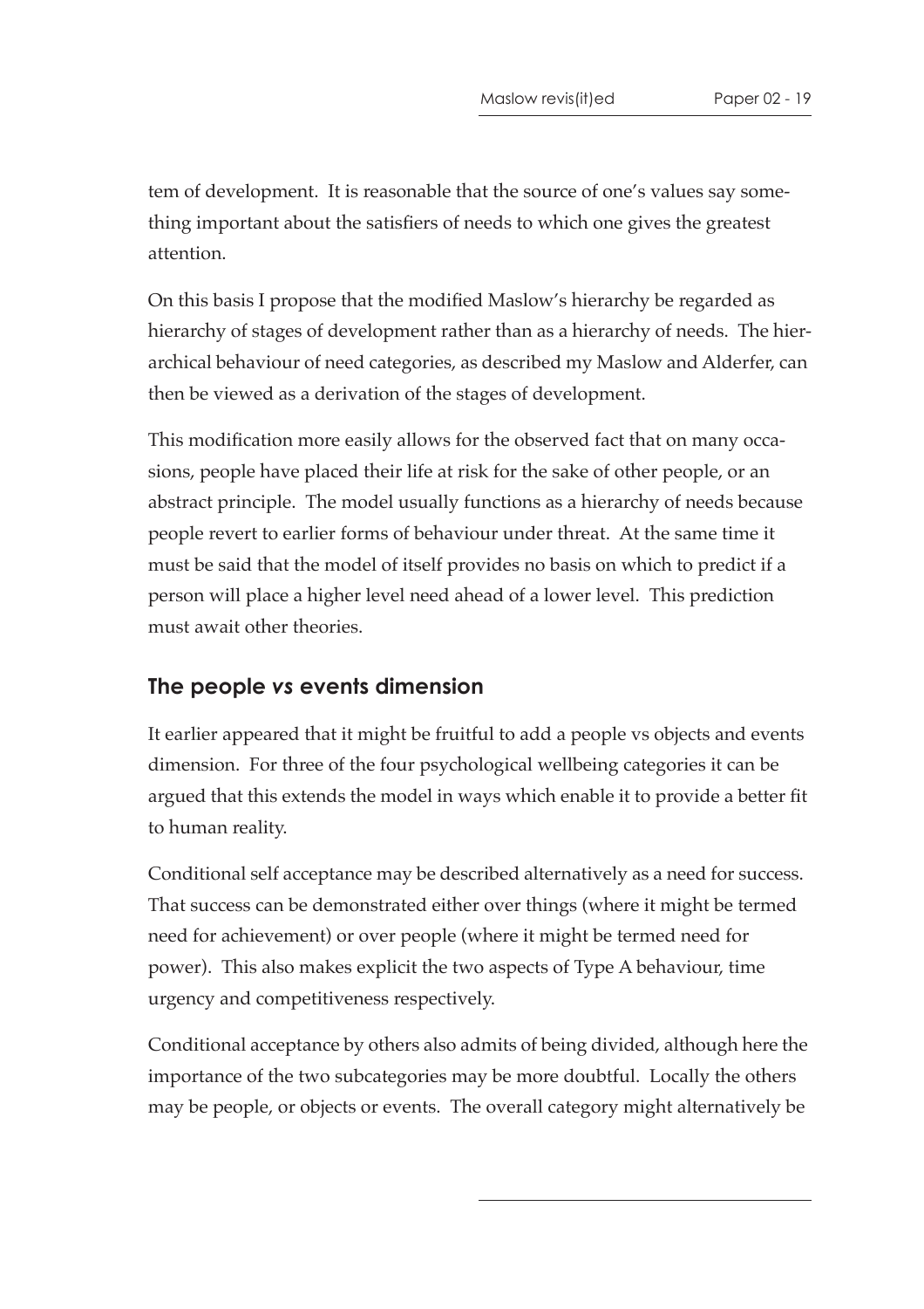tem of development. It is reasonable that the source of one's values say something important about the satisfiers of needs to which one gives the greatest attention.

On this basis I propose that the modified Maslow's hierarchy be regarded as hierarchy of stages of development rather than as a hierarchy of needs. The hierarchical behaviour of need categories, as described my Maslow and Alderfer, can then be viewed as a derivation of the stages of development.

This modification more easily allows for the observed fact that on many occasions, people have placed their life at risk for the sake of other people, or an abstract principle. The model usually functions as a hierarchy of needs because people revert to earlier forms of behaviour under threat. At the same time it must be said that the model of itself provides no basis on which to predict if a person will place a higher level need ahead of a lower level. This prediction must await other theories.

## The people *vs* events dimension

It earlier appeared that it might be fruitful to add a people vs objects and events dimension. For three of the four psychological wellbeing categories it can be argued that this extends the model in ways which enable it to provide a better fit to human reality.

Conditional self acceptance may be described alternatively as a need for success. That success can be demonstrated either over things (where it might be termed need for achievement) or over people (where it might be termed need for power). This also makes explicit the two aspects of Type A behaviour, time urgency and competitiveness respectively.

Conditional acceptance by others also admits of being divided, although here the importance of the two subcategories may be more doubtful. Locally the others may be people, or objects or events. The overall category might alternatively be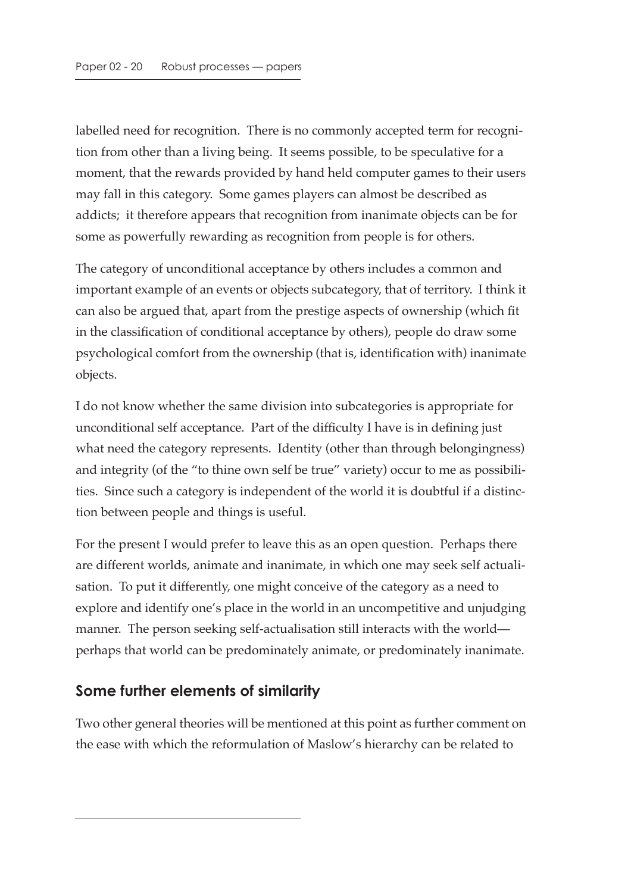labelled need for recognition. There is no commonly accepted term for recognition from other than a living being. It seems possible, to be speculative for a moment, that the rewards provided by hand held computer games to their users may fall in this category. Some games players can almost be described as addicts; it therefore appears that recognition from inanimate objects can be for some as powerfully rewarding as recognition from people is for others.

The category of unconditional acceptance by others includes a common and important example of an events or objects subcategory, that of territory. I think it can also be argued that, apart from the prestige aspects of ownership (which fit in the classification of conditional acceptance by others), people do draw some psychological comfort from the ownership (that is, identification with) inanimate objects.

I do not know whether the same division into subcategories is appropriate for unconditional self acceptance. Part of the difficulty I have is in defining just what need the category represents. Identity (other than through belongingness) and integrity (of the "to thine own self be true" variety) occur to me as possibilities. Since such a category is independent of the world it is doubtful if a distinction between people and things is useful.

For the present I would prefer to leave this as an open question. Perhaps there are different worlds, animate and inanimate, in which one may seek self actualisation. To put it differently, one might conceive of the category as a need to explore and identify one's place in the world in an uncompetitive and unjudging manner. The person seeking self-actualisation still interacts with the world—perhaps that world can be predominately animate, or predominately inanimate.

## Some further elements of similarity

Two other general theories will be mentioned at this point as further comment on the ease with which the reformulation of Maslow's hierarchy can be related to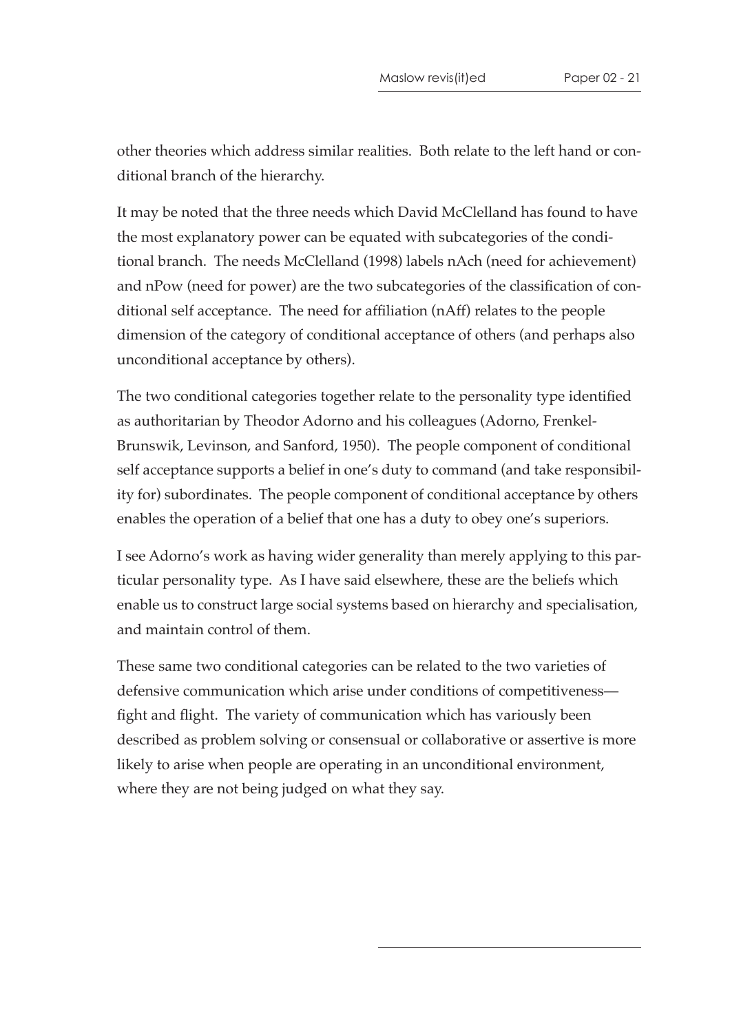other theories which address similar realities. Both relate to the left hand or conditional branch of the hierarchy.

It may be noted that the three needs which David McClelland has found to have the most explanatory power can be equated with subcategories of the conditional branch. The needs McClelland (1998) labels nAch (need for achievement) and nPow (need for power) are the two subcategories of the classification of conditional self acceptance. The need for affiliation (nAff) relates to the people dimension of the category of conditional acceptance of others (and perhaps also unconditional acceptance by others).

The two conditional categories together relate to the personality type identified as authoritarian by Theodor Adorno and his colleagues (Adorno, Frenkel-Brunswik, Levinson, and Sanford, 1950). The people component of conditional self acceptance supports a belief in one's duty to command (and take responsibility for) subordinates. The people component of conditional acceptance by others enables the operation of a belief that one has a duty to obey one's superiors.

I see Adorno's work as having wider generality than merely applying to this particular personality type. As I have said elsewhere, these are the beliefs which enable us to construct large social systems based on hierarchy and specialisation, and maintain control of them.

These same two conditional categories can be related to the two varieties of defensive communication which arise under conditions of competitiveness—fight and flight. The variety of communication which has variously been described as problem solving or consensual or collaborative or assertive is more likely to arise when people are operating in an unconditional environment, where they are not being judged on what they say.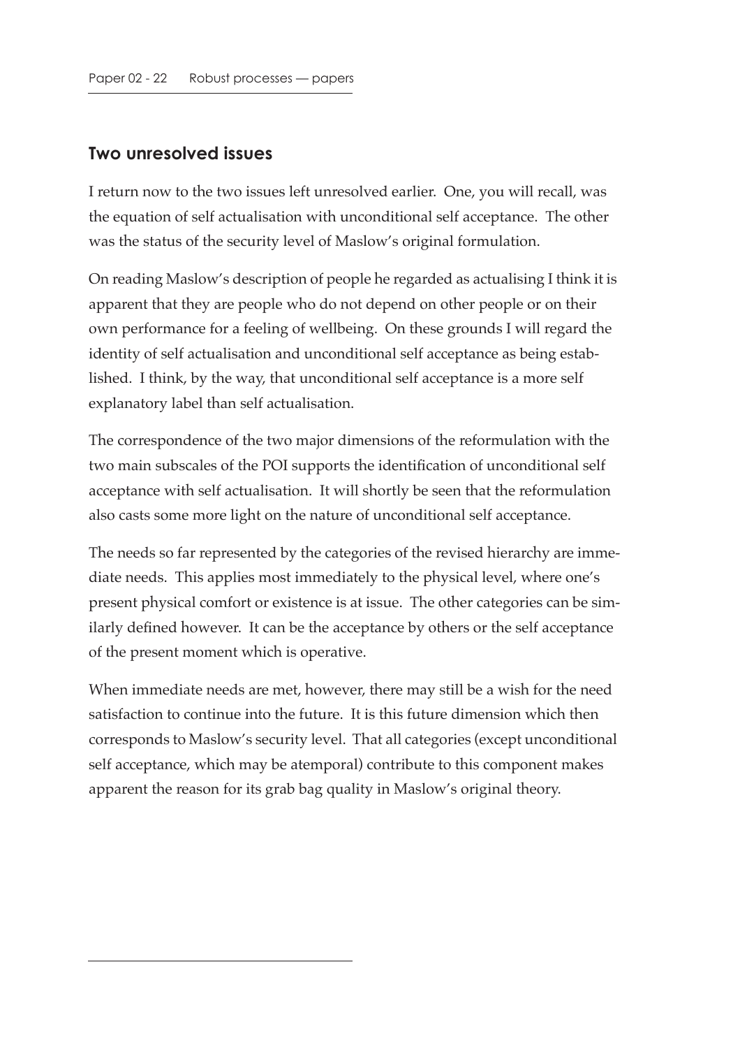## Two unresolved issues

I return now to the two issues left unresolved earlier. One, you will recall, was the equation of self actualisation with unconditional self acceptance. The other was the status of the security level of Maslow's original formulation.

On reading Maslow's description of people he regarded as actualising I think it is apparent that they are people who do not depend on other people or on their own performance for a feeling of wellbeing. On these grounds I will regard the identity of self actualisation and unconditional self acceptance as being established. I think, by the way, that unconditional self acceptance is a more self explanatory label than self actualisation.

The correspondence of the two major dimensions of the reformulation with the two main subscales of the POI supports the identification of unconditional self acceptance with self actualisation. It will shortly be seen that the reformulation also casts some more light on the nature of unconditional self acceptance.

The needs so far represented by the categories of the revised hierarchy are immediate needs. This applies most immediately to the physical level, where one's present physical comfort or existence is at issue. The other categories can be similarly defined however. It can be the acceptance by others or the self acceptance of the present moment which is operative.

When immediate needs are met, however, there may still be a wish for the need satisfaction to continue into the future. It is this future dimension which then corresponds to Maslow's security level. That all categories (except unconditional self acceptance, which may be atemporal) contribute to this component makes apparent the reason for its grab bag quality in Maslow's original theory.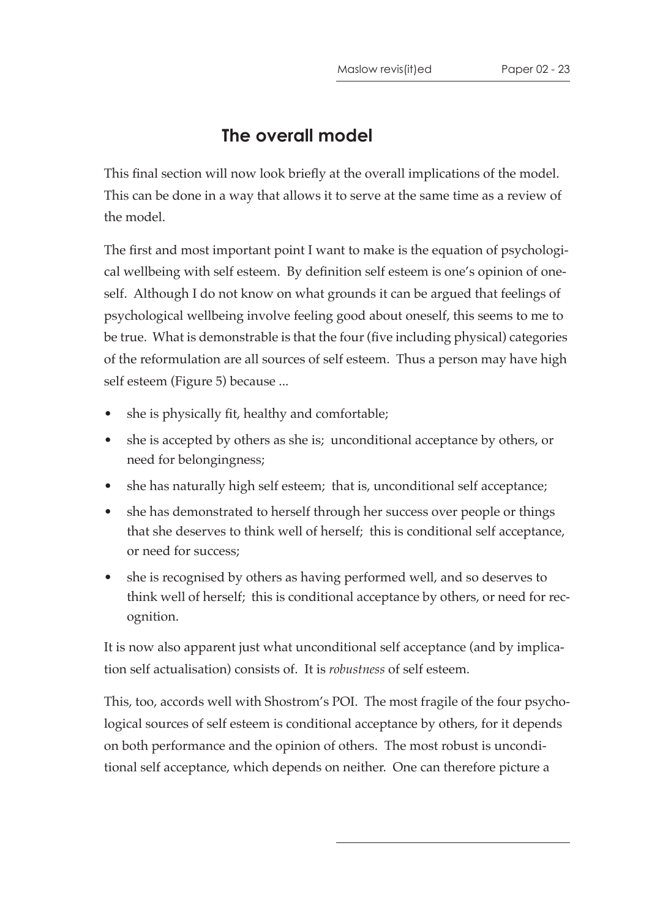## The overall model

This final section will now look briefly at the overall implications of the model. This can be done in a way that allows it to serve at the same time as a review of the model.

The first and most important point I want to make is the equation of psychological wellbeing with self esteem. By definition self esteem is one's opinion of oneself. Although I do not know on what grounds it can be argued that feelings of psychological wellbeing involve feeling good about oneself, this seems to me to be true. What is demonstrable is that the four (five including physical) categories of the reformulation are all sources of self esteem. Thus a person may have high self esteem (Figure 5) because ...

- she is physically fit, healthy and comfortable;
- she is accepted by others as she is; unconditional acceptance by others, or need for belongingness;
- she has naturally high self esteem; that is, unconditional self acceptance;
- she has demonstrated to herself through her success over people or things that she deserves to think well of herself; this is conditional self acceptance, or need for success;
- she is recognised by others as having performed well, and so deserves to think well of herself; this is conditional acceptance by others, or need for recognition.

It is now also apparent just what unconditional self acceptance (and by implication self actualisation) consists of. It is *robustness* of self esteem.

This, too, accords well with Shostrom's POI. The most fragile of the four psychological sources of self esteem is conditional acceptance by others, for it depends on both performance and the opinion of others. The most robust is unconditional self acceptance, which depends on neither. One can therefore picture a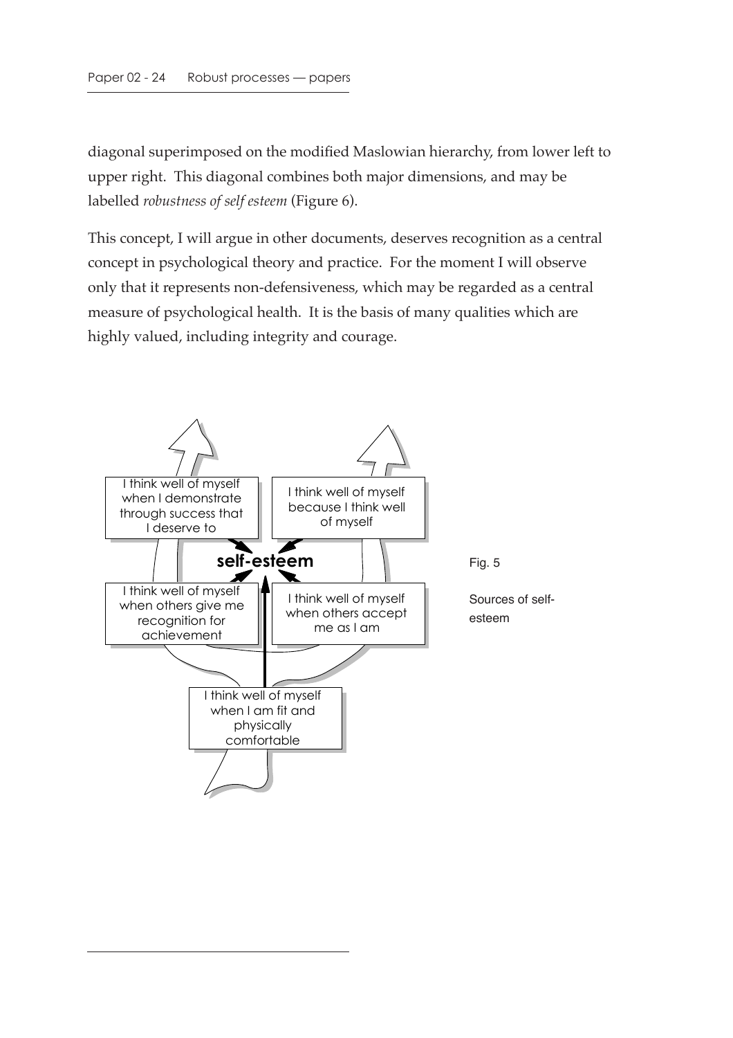diagonal superimposed on the modified Maslowian hierarchy, from lower left to upper right. This diagonal combines both major dimensions, and may be labelled *robustness of self esteem* (Figure 6).

This concept, I will argue in other documents, deserves recognition as a central concept in psychological theory and practice. For the moment I will observe only that it represents non-defensiveness, which may be regarded as a central measure of psychological health. It is the basis of many qualities which are highly valued, including integrity and courage.

I think well of myself when I demonstrate through success that I deserve to

I think well of myself because I think well of myself

**self-esteem**

I think well of myself when others give me recognition for achievement

I think well of myself when others accept me as I am

I think well of myself when I am fit and physically comfortable

Fig. 5

Sources of self-esteem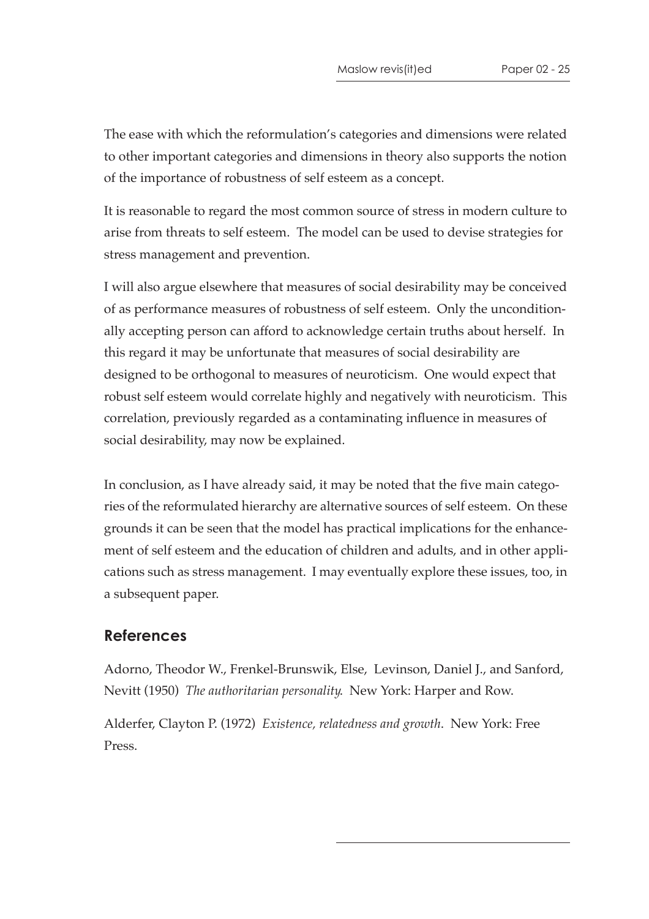The ease with which the reformulation's categories and dimensions were related to other important categories and dimensions in theory also supports the notion of the importance of robustness of self esteem as a concept.

It is reasonable to regard the most common source of stress in modern culture to arise from threats to self esteem. The model can be used to devise strategies for stress management and prevention.

I will also argue elsewhere that measures of social desirability may be conceived of as performance measures of robustness of self esteem. Only the unconditionally accepting person can afford to acknowledge certain truths about herself. In this regard it may be unfortunate that measures of social desirability are designed to be orthogonal to measures of neuroticism. One would expect that robust self esteem would correlate highly and negatively with neuroticism. This correlation, previously regarded as a contaminating influence in measures of social desirability, may now be explained.

In conclusion, as I have already said, it may be noted that the five main categories of the reformulated hierarchy are alternative sources of self esteem. On these grounds it can be seen that the model has practical implications for the enhancement of self esteem and the education of children and adults, and in other applications such as stress management. I may eventually explore these issues, too, in a subsequent paper.

## References

Adorno, Theodor W., Frenkel-Brunswik, Else, Levinson, Daniel J., and Sanford, Nevitt (1950) *The authoritarian personality*. New York: Harper and Row.

Alderfer, Clayton P. (1972) *Existence, relatedness and growth*. New York: Free Press.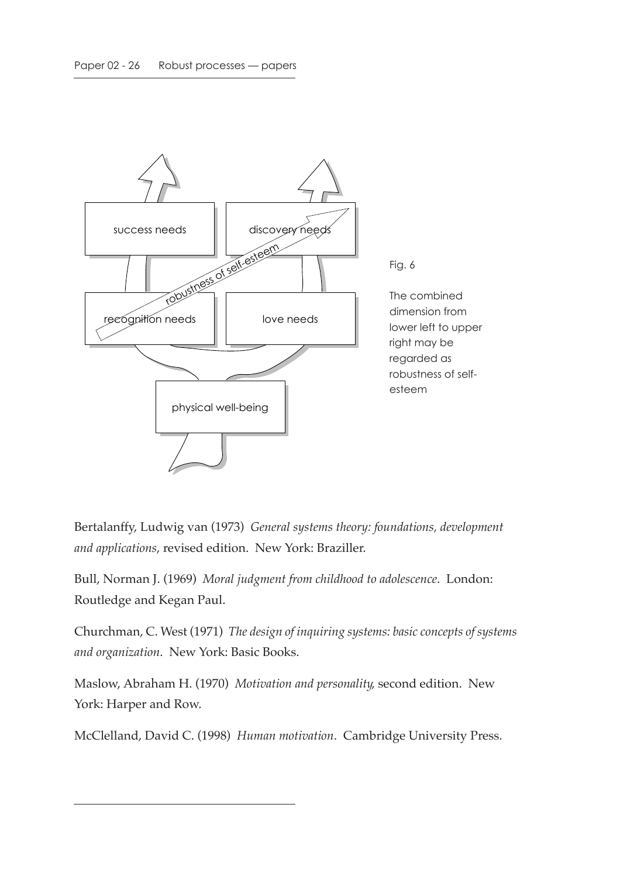Fig. 6

The combined dimension from lower left to upper right may be regarded as robustness of self-esteem

Bertalanffy, Ludwig van (1973) *General systems theory: foundations, development and applications*, revised edition. New York: Braziller.

Bull, Norman J. (1969) *Moral judgment from childhood to adolescence*. London: Routledge and Kegan Paul.

Churchman, C. West (1971) *The design of inquiring systems: basic concepts of systems and organization*. New York: Basic Books.

Maslow, Abraham H. (1970) *Motivation and personality*, second edition. New York: Harper and Row.

McClelland, David C. (1998) *Human motivation*. Cambridge University Press.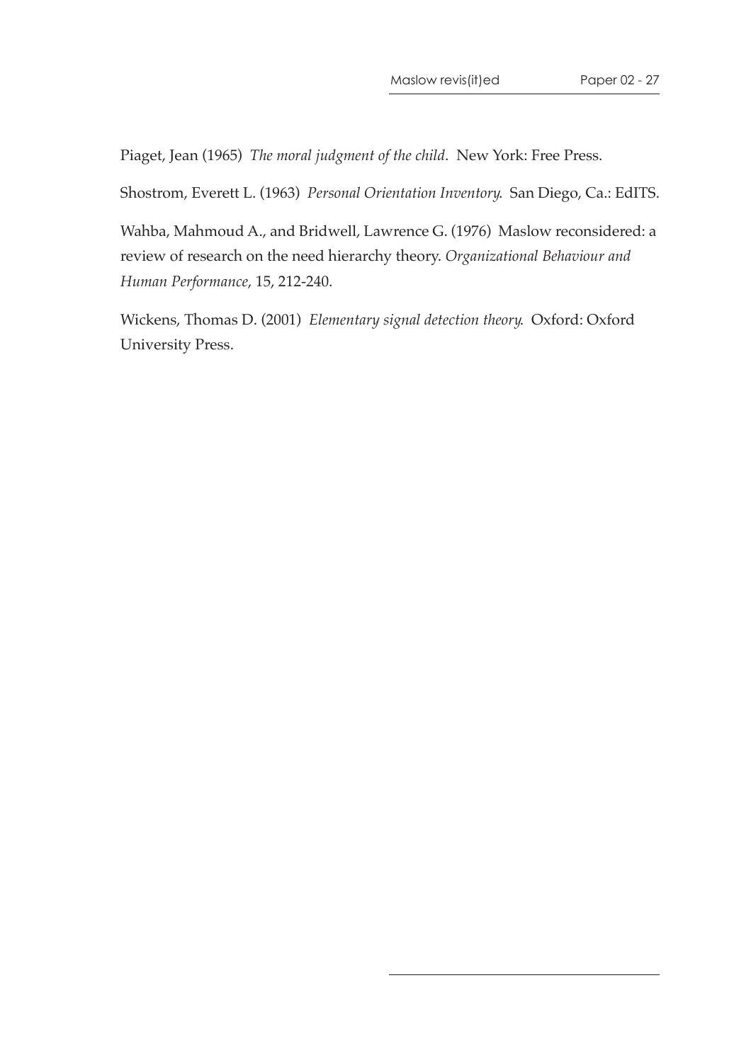Piaget, Jean (1965) *The moral judgment of the child*. New York: Free Press.

Shostrom, Everett L. (1963) *Personal Orientation Inventory.* San Diego, Ca.: EdITS.

Wahba, Mahmoud A., and Bridwell, Lawrence G. (1976) Maslow reconsidered: a review of research on the need hierarchy theory. *Organizational Behaviour and Human Performance*, 15, 212-240.

Wickens, Thomas D. (2001) *Elementary signal detection theory.* Oxford: Oxford University Press.